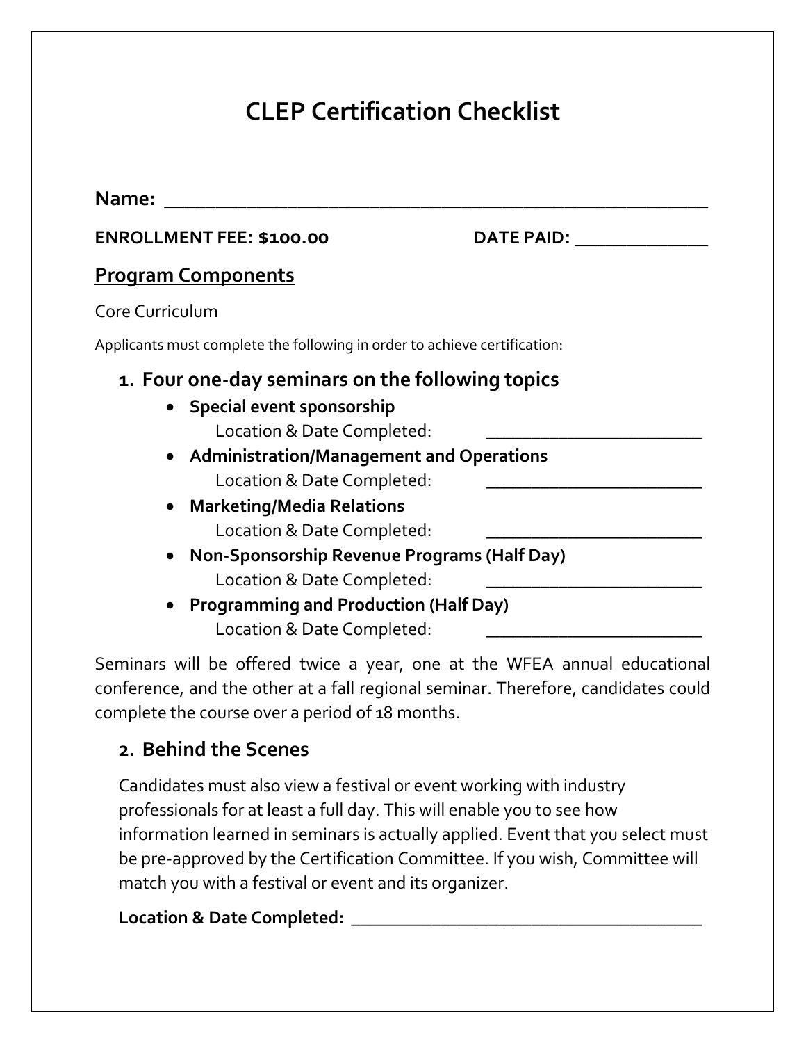# CLEP Certification Checklist

**Name:** ______________________________________________________

**ENROLLMENT FEE: $100.00** **DATE PAID:** _____________

## Program Components

Core Curriculum

Applicants must complete the following in order to achieve certification:

1. **Four one-day seminars on the following topics**
   - **Special event sponsorship**
     Location & Date Completed: ______________________
   - **Administration/Management and Operations**
     Location & Date Completed: ______________________
   - **Marketing/Media Relations**
     Location & Date Completed: ______________________
   - **Non-Sponsorship Revenue Programs (Half Day)**
     Location & Date Completed: ______________________
   - **Programming and Production (Half Day)**
     Location & Date Completed: ______________________

Seminars will be offered twice a year, one at the WFEA annual educational conference, and the other at a fall regional seminar. Therefore, candidates could complete the course over a period of 18 months.

2. **Behind the Scenes**

   Candidates must also view a festival or event working with industry professionals for at least a full day. This will enable you to see how information learned in seminars is actually applied. Event that you select must be pre-approved by the Certification Committee. If you wish, Committee will match you with a festival or event and its organizer.

   **Location & Date Completed:** ____________________________________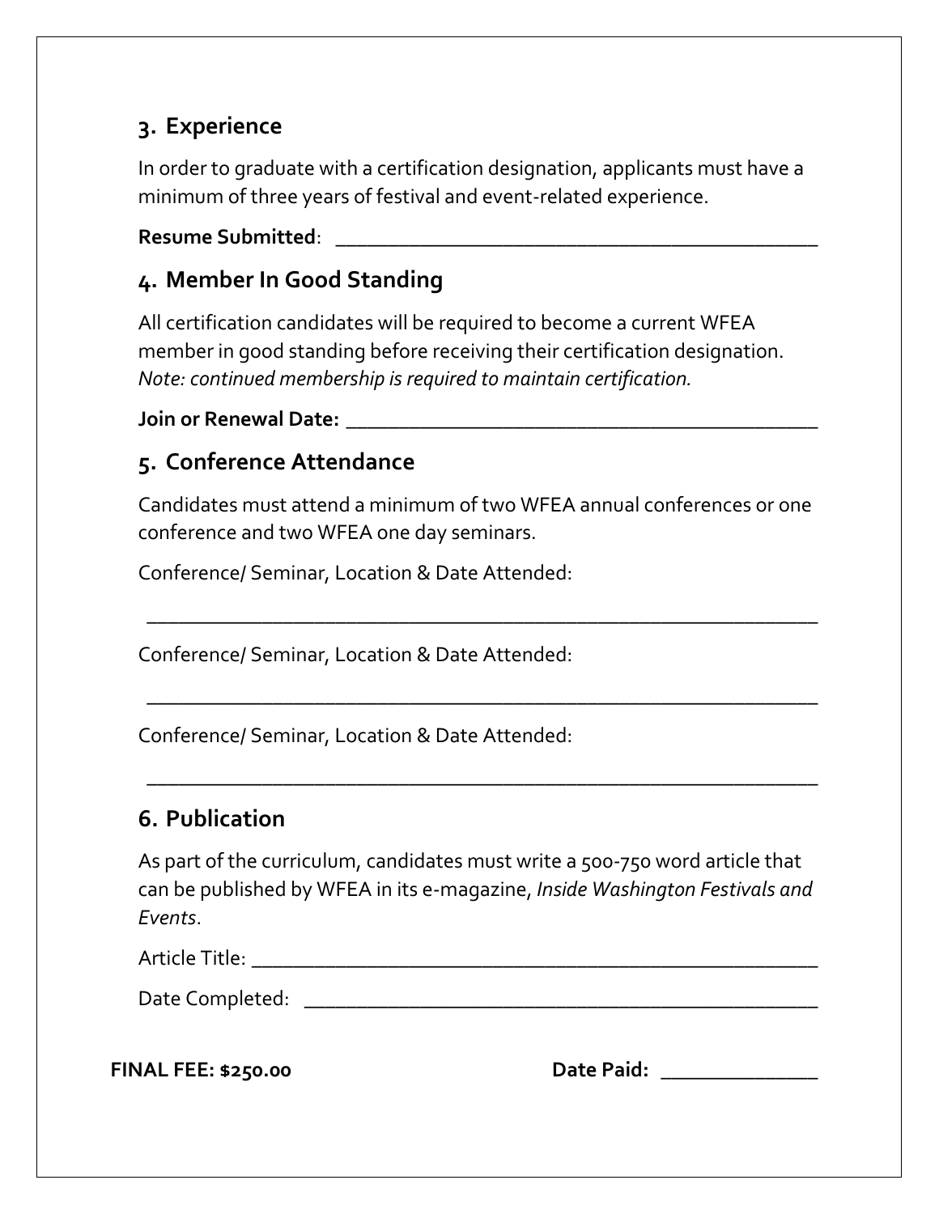## 3. Experience

In order to graduate with a certification designation, applicants must have a minimum of three years of festival and event-related experience.

**Resume Submitted**: ______________________________________________

## 4. Member In Good Standing

All certification candidates will be required to become a current WFEA member in good standing before receiving their certification designation. *Note: continued membership is required to maintain certification.*

**Join or Renewal Date:** ______________________________________________

## 5. Conference Attendance

Candidates must attend a minimum of two WFEA annual conferences or one conference and two WFEA one day seminars.

Conference/ Seminar, Location & Date Attended:

________________________________________________________________

Conference/ Seminar, Location & Date Attended:

________________________________________________________________

Conference/ Seminar, Location & Date Attended:

________________________________________________________________

## 6. Publication

As part of the curriculum, candidates must write a 500-750 word article that can be published by WFEA in its e-magazine, *Inside Washington Festivals and Events*.

Article Title: ______________________________________________________

Date Completed: ___________________________________________________

**FINAL FEE: $250.00** **Date Paid:** _______________